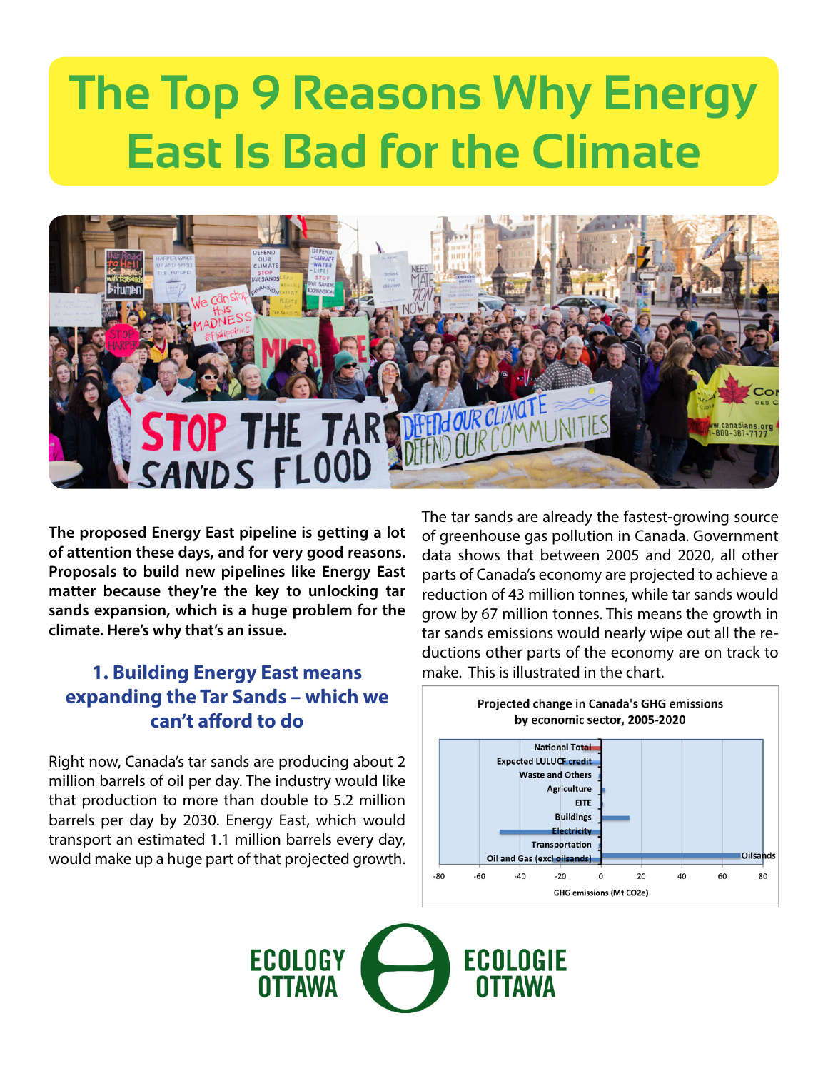# The Top 9 Reasons Why Energy East Is Bad for the Climate

**The proposed Energy East pipeline is getting a lot of attention these days, and for very good reasons. Proposals to build new pipelines like Energy East matter because they're the key to unlocking tar sands expansion, which is a huge problem for the climate. Here's why that's an issue.**

### 1. Building Energy East means expanding the Tar Sands – which we can't afford to do

Right now, Canada's tar sands are producing about 2 million barrels of oil per day. The industry would like that production to more than double to 5.2 million barrels per day by 2030. Energy East, which would transport an estimated 1.1 million barrels every day, would make up a huge part of that projected growth.

The tar sands are already the fastest-growing source of greenhouse gas pollution in Canada. Government data shows that between 2005 and 2020, all other parts of Canada's economy are projected to achieve a reduction of 43 million tonnes, while tar sands would grow by 67 million tonnes. This means the growth in tar sands emissions would nearly wipe out all the reductions other parts of the economy are on track to make. This is illustrated in the chart.

Projected change in Canada's GHG emissions by economic sector, 2005-2020

National Total
Expected LULUCF credit
Waste and Others
Agriculture
EITE
Buildings
Electricity
Transportation
Oil and Gas (excl oilsands)
Oilsands

-80 -60 -40 -20 0 20 40 60 80

GHG emissions (Mt CO2e)

ECOLOGY OTTAWA ECOLOGIE OTTAWA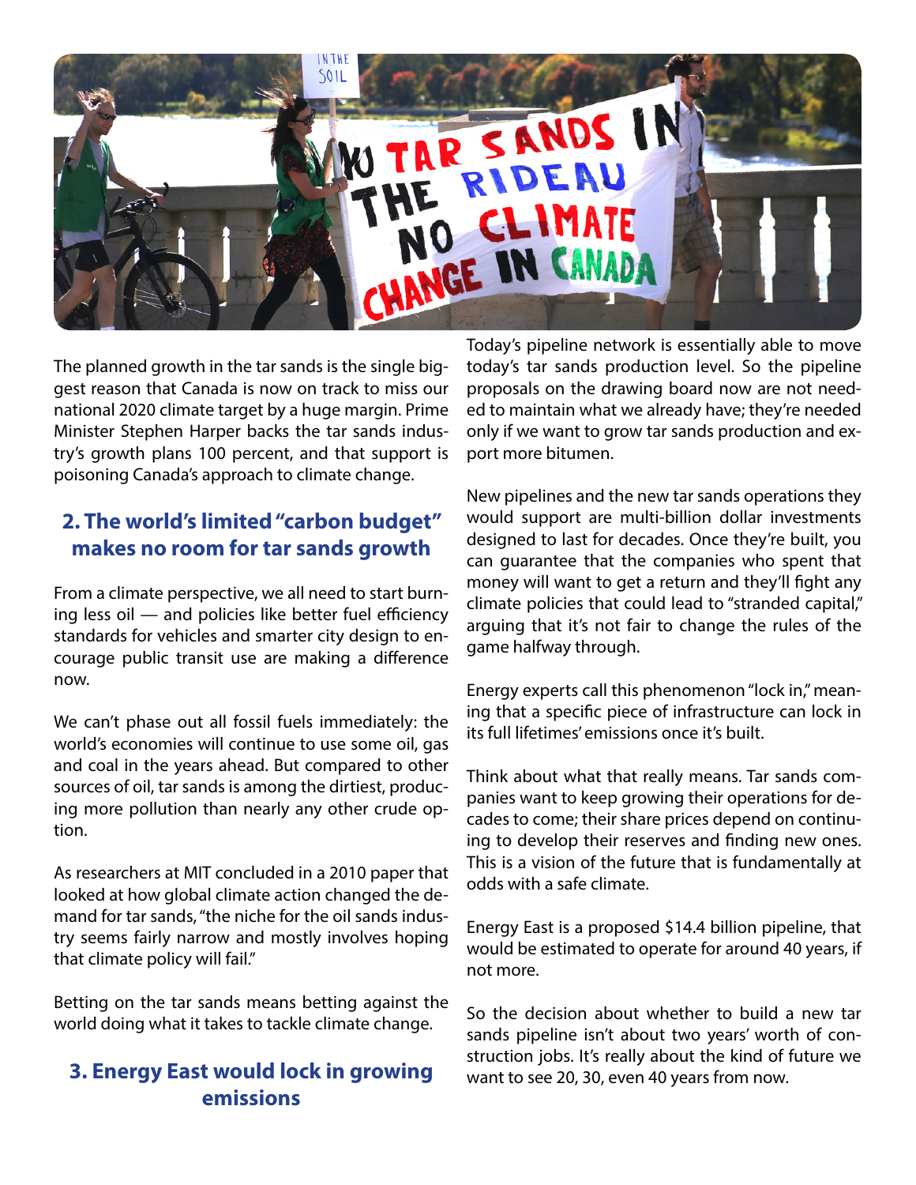The planned growth in the tar sands is the single biggest reason that Canada is now on track to miss our national 2020 climate target by a huge margin. Prime Minister Stephen Harper backs the tar sands industry's growth plans 100 percent, and that support is poisoning Canada's approach to climate change.

## 2. The world's limited "carbon budget" makes no room for tar sands growth

From a climate perspective, we all need to start burning less oil — and policies like better fuel efficiency standards for vehicles and smarter city design to encourage public transit use are making a difference now.

We can't phase out all fossil fuels immediately: the world's economies will continue to use some oil, gas and coal in the years ahead. But compared to other sources of oil, tar sands is among the dirtiest, producing more pollution than nearly any other crude option.

As researchers at MIT concluded in a 2010 paper that looked at how global climate action changed the demand for tar sands, "the niche for the oil sands industry seems fairly narrow and mostly involves hoping that climate policy will fail."

Betting on the tar sands means betting against the world doing what it takes to tackle climate change.

## 3. Energy East would lock in growing emissions

Today's pipeline network is essentially able to move today's tar sands production level. So the pipeline proposals on the drawing board now are not needed to maintain what we already have; they're needed only if we want to grow tar sands production and export more bitumen.

New pipelines and the new tar sands operations they would support are multi-billion dollar investments designed to last for decades. Once they're built, you can guarantee that the companies who spent that money will want to get a return and they'll fight any climate policies that could lead to "stranded capital," arguing that it's not fair to change the rules of the game halfway through.

Energy experts call this phenomenon "lock in," meaning that a specific piece of infrastructure can lock in its full lifetimes' emissions once it's built.

Think about what that really means. Tar sands companies want to keep growing their operations for decades to come; their share prices depend on continuing to develop their reserves and finding new ones. This is a vision of the future that is fundamentally at odds with a safe climate.

Energy East is a proposed $14.4 billion pipeline, that would be estimated to operate for around 40 years, if not more.

So the decision about whether to build a new tar sands pipeline isn't about two years' worth of construction jobs. It's really about the kind of future we want to see 20, 30, even 40 years from now.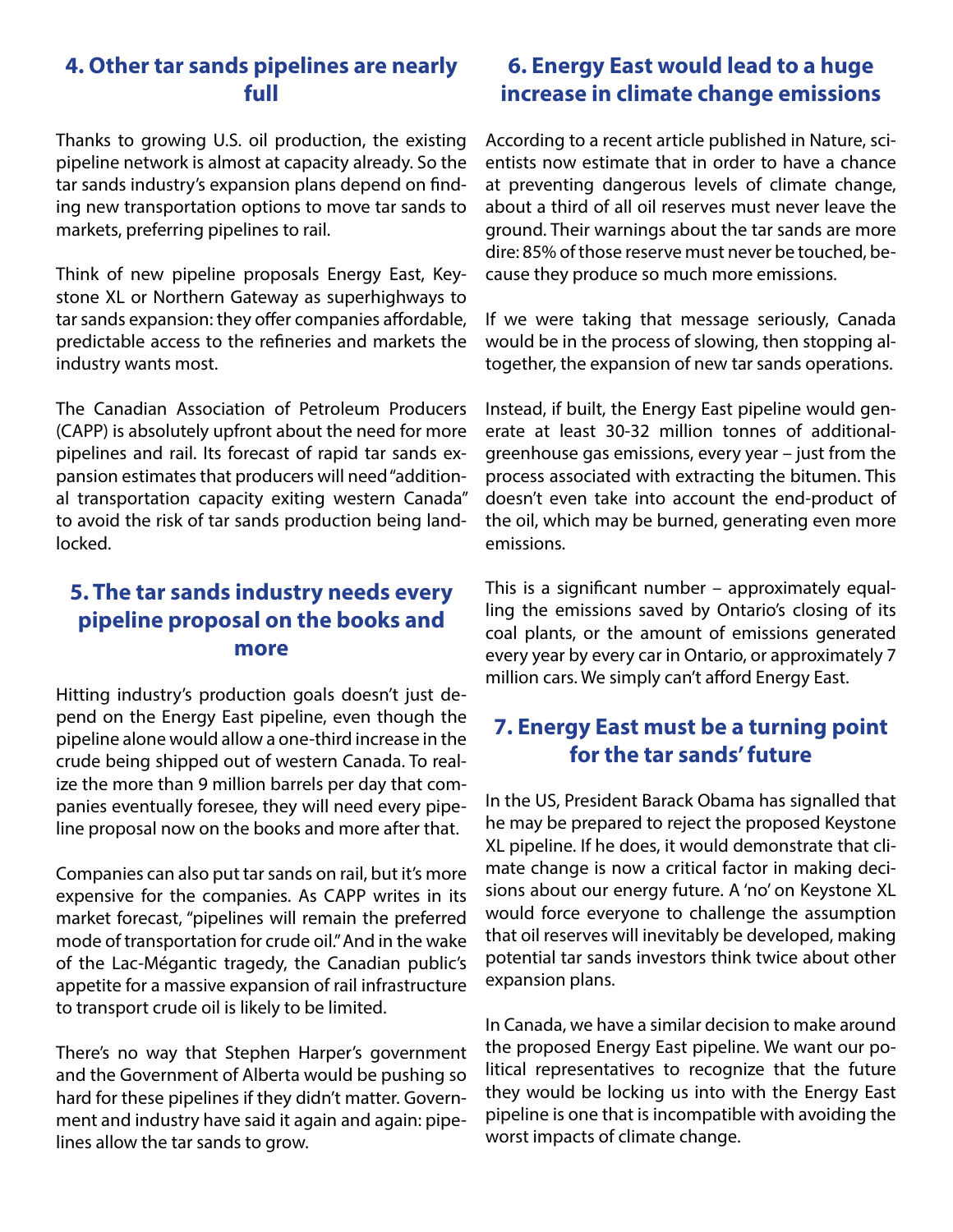## 4. Other tar sands pipelines are nearly full

Thanks to growing U.S. oil production, the existing pipeline network is almost at capacity already. So the tar sands industry's expansion plans depend on finding new transportation options to move tar sands to markets, preferring pipelines to rail.

Think of new pipeline proposals Energy East, Keystone XL or Northern Gateway as superhighways to tar sands expansion: they offer companies affordable, predictable access to the refineries and markets the industry wants most.

The Canadian Association of Petroleum Producers (CAPP) is absolutely upfront about the need for more pipelines and rail. Its forecast of rapid tar sands expansion estimates that producers will need "additional transportation capacity exiting western Canada" to avoid the risk of tar sands production being landlocked.

## 5. The tar sands industry needs every pipeline proposal on the books and more

Hitting industry's production goals doesn't just depend on the Energy East pipeline, even though the pipeline alone would allow a one-third increase in the crude being shipped out of western Canada. To realize the more than 9 million barrels per day that companies eventually foresee, they will need every pipeline proposal now on the books and more after that.

Companies can also put tar sands on rail, but it's more expensive for the companies. As CAPP writes in its market forecast, "pipelines will remain the preferred mode of transportation for crude oil." And in the wake of the Lac-Mégantic tragedy, the Canadian public's appetite for a massive expansion of rail infrastructure to transport crude oil is likely to be limited.

There's no way that Stephen Harper's government and the Government of Alberta would be pushing so hard for these pipelines if they didn't matter. Government and industry have said it again and again: pipelines allow the tar sands to grow.

## 6. Energy East would lead to a huge increase in climate change emissions

According to a recent article published in Nature, scientists now estimate that in order to have a chance at preventing dangerous levels of climate change, about a third of all oil reserves must never leave the ground. Their warnings about the tar sands are more dire: 85% of those reserve must never be touched, because they produce so much more emissions.

If we were taking that message seriously, Canada would be in the process of slowing, then stopping altogether, the expansion of new tar sands operations.

Instead, if built, the Energy East pipeline would generate at least 30-32 million tonnes of additionalgreenhouse gas emissions, every year – just from the process associated with extracting the bitumen. This doesn't even take into account the end-product of the oil, which may be burned, generating even more emissions.

This is a significant number – approximately equalling the emissions saved by Ontario's closing of its coal plants, or the amount of emissions generated every year by every car in Ontario, or approximately 7 million cars. We simply can't afford Energy East.

## 7. Energy East must be a turning point for the tar sands' future

In the US, President Barack Obama has signalled that he may be prepared to reject the proposed Keystone XL pipeline. If he does, it would demonstrate that climate change is now a critical factor in making decisions about our energy future. A 'no' on Keystone XL would force everyone to challenge the assumption that oil reserves will inevitably be developed, making potential tar sands investors think twice about other expansion plans.

In Canada, we have a similar decision to make around the proposed Energy East pipeline. We want our political representatives to recognize that the future they would be locking us into with the Energy East pipeline is one that is incompatible with avoiding the worst impacts of climate change.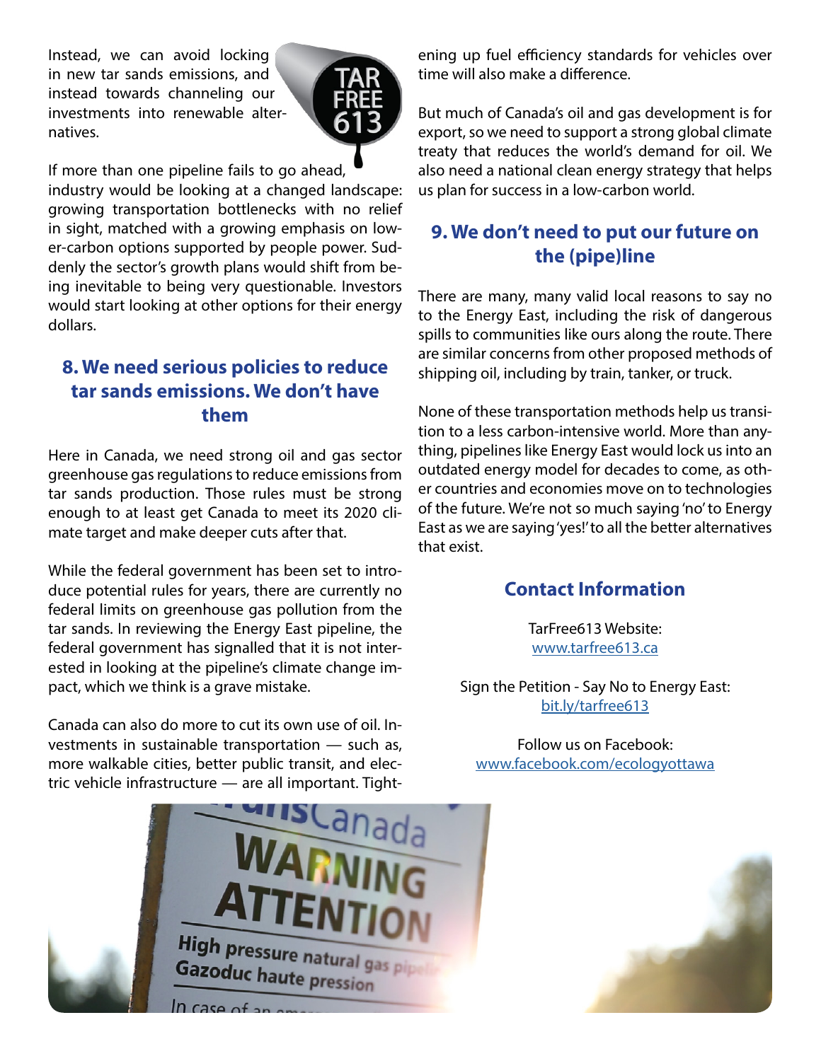Instead, we can avoid locking in new tar sands emissions, and instead towards channeling our investments into renewable alternatives.

If more than one pipeline fails to go ahead, industry would be looking at a changed landscape: growing transportation bottlenecks with no relief in sight, matched with a growing emphasis on lower-carbon options supported by people power. Suddenly the sector's growth plans would shift from being inevitable to being very questionable. Investors would start looking at other options for their energy dollars.

## 8. We need serious policies to reduce tar sands emissions. We don't have them

Here in Canada, we need strong oil and gas sector greenhouse gas regulations to reduce emissions from tar sands production. Those rules must be strong enough to at least get Canada to meet its 2020 climate target and make deeper cuts after that.

While the federal government has been set to introduce potential rules for years, there are currently no federal limits on greenhouse gas pollution from the tar sands. In reviewing the Energy East pipeline, the federal government has signalled that it is not interested in looking at the pipeline's climate change impact, which we think is a grave mistake.

Canada can also do more to cut its own use of oil. Investments in sustainable transportation — such as, more walkable cities, better public transit, and electric vehicle infrastructure — are all important. Tightening up fuel efficiency standards for vehicles over time will also make a difference.

But much of Canada's oil and gas development is for export, so we need to support a strong global climate treaty that reduces the world's demand for oil. We also need a national clean energy strategy that helps us plan for success in a low-carbon world.

## 9. We don't need to put our future on the (pipe)line

There are many, many valid local reasons to say no to the Energy East, including the risk of dangerous spills to communities like ours along the route. There are similar concerns from other proposed methods of shipping oil, including by train, tanker, or truck.

None of these transportation methods help us transition to a less carbon-intensive world. More than anything, pipelines like Energy East would lock us into an outdated energy model for decades to come, as other countries and economies move on to technologies of the future. We're not so much saying 'no' to Energy East as we are saying 'yes!' to all the better alternatives that exist.

## Contact Information

TarFree613 Website:
www.tarfree613.ca

Sign the Petition - Say No to Energy East:
bit.ly/tarfree613

Follow us on Facebook:
www.facebook.com/ecologyottawa